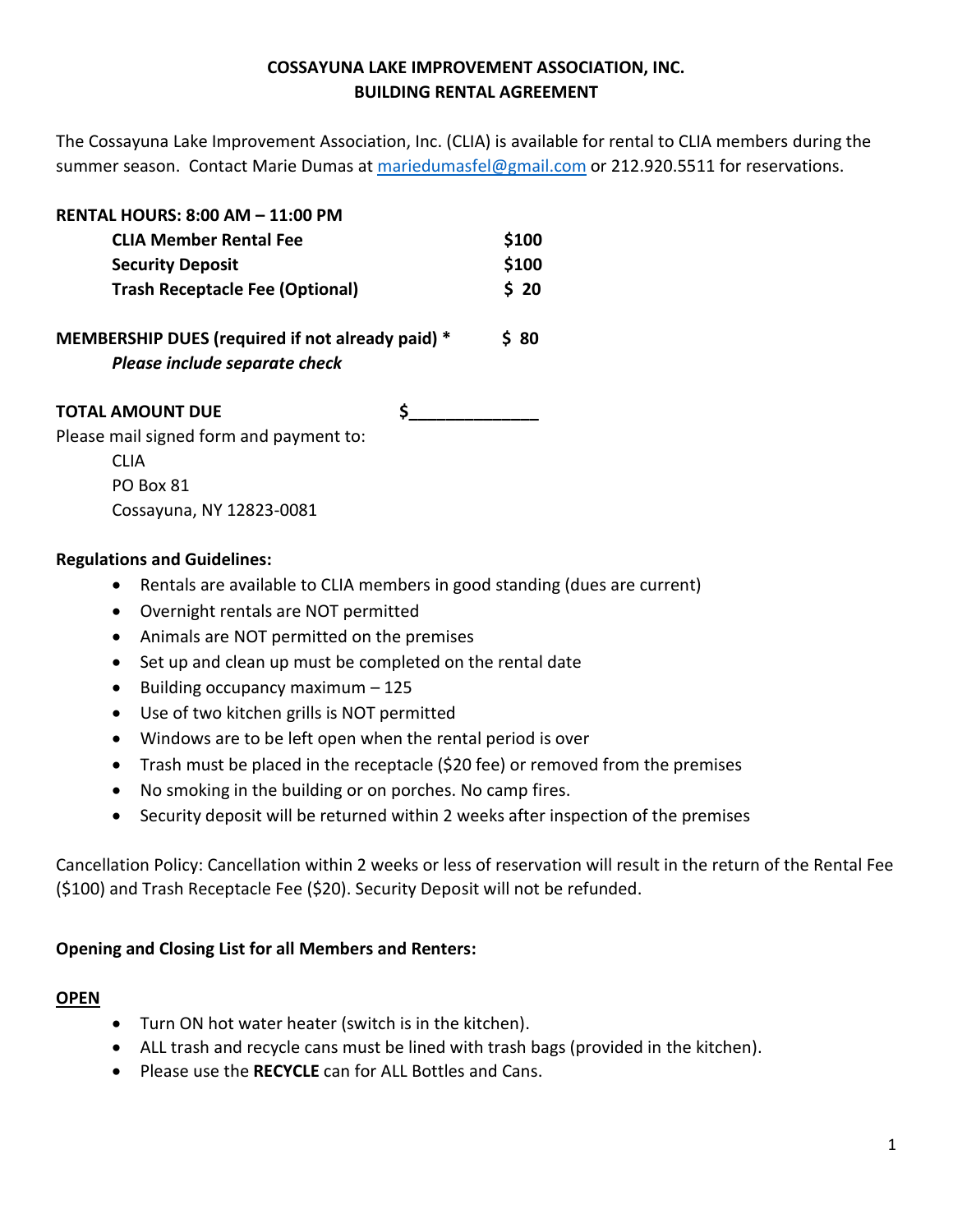**COSSAYUNA LAKE IMPROVEMENT ASSOCIATION, INC.**
**BUILDING RENTAL AGREEMENT**

The Cossayuna Lake Improvement Association, Inc. (CLIA) is available for rental to CLIA members during the summer season. Contact Marie Dumas at [mariedumasfel@gmail.com](mailto:mariedumasfel@gmail.com) or 212.920.5511 for reservations.

**RENTAL HOURS: 8:00 AM – 11:00 PM**

| | |
|---|---|
| **CLIA Member Rental Fee** | **$100** |
| **Security Deposit** | **$100** |
| **Trash Receptacle Fee (Optional)** | **$ 20** |

**MEMBERSHIP DUES (required if not already paid) \*** **$ 80**
***Please include separate check***

**TOTAL AMOUNT DUE** **$_____________**

Please mail signed form and payment to:

CLIA
PO Box 81
Cossayuna, NY 12823-0081

**Regulations and Guidelines:**

- Rentals are available to CLIA members in good standing (dues are current)
- Overnight rentals are NOT permitted
- Animals are NOT permitted on the premises
- Set up and clean up must be completed on the rental date
- Building occupancy maximum – 125
- Use of two kitchen grills is NOT permitted
- Windows are to be left open when the rental period is over
- Trash must be placed in the receptacle ($20 fee) or removed from the premises
- No smoking in the building or on porches. No camp fires.
- Security deposit will be returned within 2 weeks after inspection of the premises

Cancellation Policy: Cancellation within 2 weeks or less of reservation will result in the return of the Rental Fee ($100) and Trash Receptacle Fee ($20). Security Deposit will not be refunded.

**Opening and Closing List for all Members and Renters:**

**<u>OPEN</u>**

- Turn ON hot water heater (switch is in the kitchen).
- ALL trash and recycle cans must be lined with trash bags (provided in the kitchen).
- Please use the **RECYCLE** can for ALL Bottles and Cans.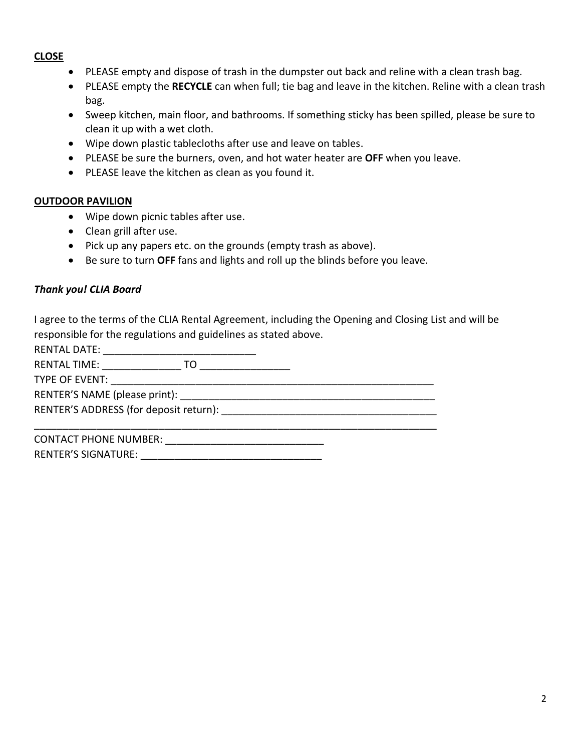**<u>CLOSE</u>**

- PLEASE empty and dispose of trash in the dumpster out back and reline with a clean trash bag.
- PLEASE empty the **RECYCLE** can when full; tie bag and leave in the kitchen. Reline with a clean trash bag.
- Sweep kitchen, main floor, and bathrooms. If something sticky has been spilled, please be sure to clean it up with a wet cloth.
- Wipe down plastic tablecloths after use and leave on tables.
- PLEASE be sure the burners, oven, and hot water heater are **OFF** when you leave.
- PLEASE leave the kitchen as clean as you found it.

**<u>OUTDOOR PAVILION</u>**

- Wipe down picnic tables after use.
- Clean grill after use.
- Pick up any papers etc. on the grounds (empty trash as above).
- Be sure to turn **OFF** fans and lights and roll up the blinds before you leave.

***Thank you! CLIA Board***

I agree to the terms of the CLIA Rental Agreement, including the Opening and Closing List and will be responsible for the regulations and guidelines as stated above.

RENTAL DATE: ___________________________

RENTAL TIME: ______________ TO ________________

TYPE OF EVENT: _________________________________________________________

RENTER'S NAME (please print): _______________________________________________

RENTER'S ADDRESS (for deposit return): _______________________________________

___________________________________________________________________________

CONTACT PHONE NUMBER: ____________________________

RENTER'S SIGNATURE: ________________________________